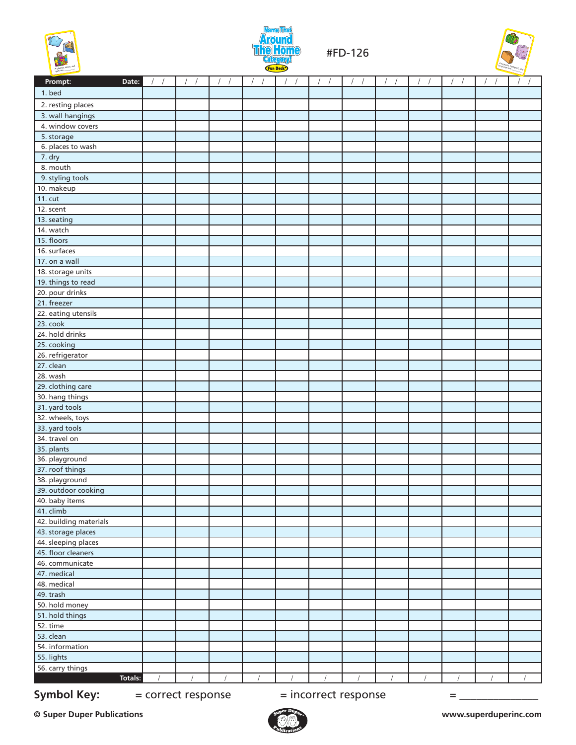# Name That Around The Home Category! Fun Deck

#FD-126

| Prompt: Date: | / / | / / | / / | / / | / / | / / | / / | / / | / / | / / | / / | / / |
|---|---|---|---|---|---|---|---|---|---|---|---|---|
| 1. bed | | | | | | | | | | | | |
| 2. resting places | | | | | | | | | | | | |
| 3. wall hangings | | | | | | | | | | | | |
| 4. window covers | | | | | | | | | | | | |
| 5. storage | | | | | | | | | | | | |
| 6. places to wash | | | | | | | | | | | | |
| 7. dry | | | | | | | | | | | | |
| 8. mouth | | | | | | | | | | | | |
| 9. styling tools | | | | | | | | | | | | |
| 10. makeup | | | | | | | | | | | | |
| 11. cut | | | | | | | | | | | | |
| 12. scent | | | | | | | | | | | | |
| 13. seating | | | | | | | | | | | | |
| 14. watch | | | | | | | | | | | | |
| 15. floors | | | | | | | | | | | | |
| 16. surfaces | | | | | | | | | | | | |
| 17. on a wall | | | | | | | | | | | | |
| 18. storage units | | | | | | | | | | | | |
| 19. things to read | | | | | | | | | | | | |
| 20. pour drinks | | | | | | | | | | | | |
| 21. freezer | | | | | | | | | | | | |
| 22. eating utensils | | | | | | | | | | | | |
| 23. cook | | | | | | | | | | | | |
| 24. hold drinks | | | | | | | | | | | | |
| 25. cooking | | | | | | | | | | | | |
| 26. refrigerator | | | | | | | | | | | | |
| 27. clean | | | | | | | | | | | | |
| 28. wash | | | | | | | | | | | | |
| 29. clothing care | | | | | | | | | | | | |
| 30. hang things | | | | | | | | | | | | |
| 31. yard tools | | | | | | | | | | | | |
| 32. wheels, toys | | | | | | | | | | | | |
| 33. yard tools | | | | | | | | | | | | |
| 34. travel on | | | | | | | | | | | | |
| 35. plants | | | | | | | | | | | | |
| 36. playground | | | | | | | | | | | | |
| 37. roof things | | | | | | | | | | | | |
| 38. playground | | | | | | | | | | | | |
| 39. outdoor cooking | | | | | | | | | | | | |
| 40. baby items | | | | | | | | | | | | |
| 41. climb | | | | | | | | | | | | |
| 42. building materials | | | | | | | | | | | | |
| 43. storage places | | | | | | | | | | | | |
| 44. sleeping places | | | | | | | | | | | | |
| 45. floor cleaners | | | | | | | | | | | | |
| 46. communicate | | | | | | | | | | | | |
| 47. medical | | | | | | | | | | | | |
| 48. medical | | | | | | | | | | | | |
| 49. trash | | | | | | | | | | | | |
| 50. hold money | | | | | | | | | | | | |
| 51. hold things | | | | | | | | | | | | |
| 52. time | | | | | | | | | | | | |
| 53. clean | | | | | | | | | | | | |
| 54. information | | | | | | | | | | | | |
| 55. lights | | | | | | | | | | | | |
| 56. carry things | | | | | | | | | | | | |
| **Totals:** | / | / | / | / | / | / | / | / | / | / | / | / |

**Symbol Key:** = correct response = incorrect response = _______________

**© Super Duper Publications** www.superduperinc.com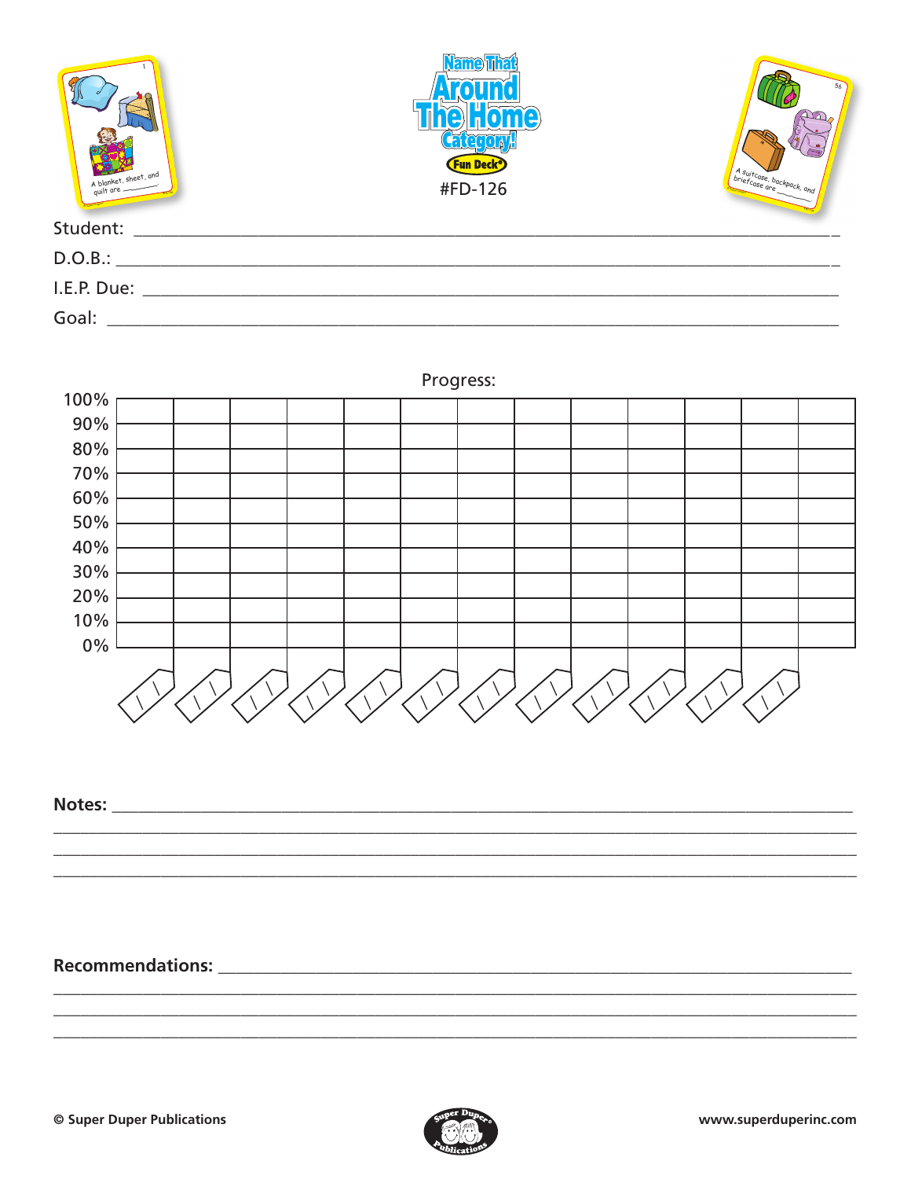# Name That Around The Home Category! Fun Deck®

#FD-126

Student: ______________________________

D.O.B.: ______________________________

I.E.P. Due: ______________________________

Goal: ______________________________

Progress:

100%
90%
80%
70%
60%
50%
40%
30%
20%
10%
0%

/ /
/ /
/ /
/ /
/ /
/ /
/ /
/ /
/ /
/ /
/ /
/ /

**Notes:** ______________________________

______________________________

______________________________

______________________________

**Recommendations:** ______________________________

______________________________

______________________________

______________________________

**© Super Duper Publications**

**www.superduperinc.com**